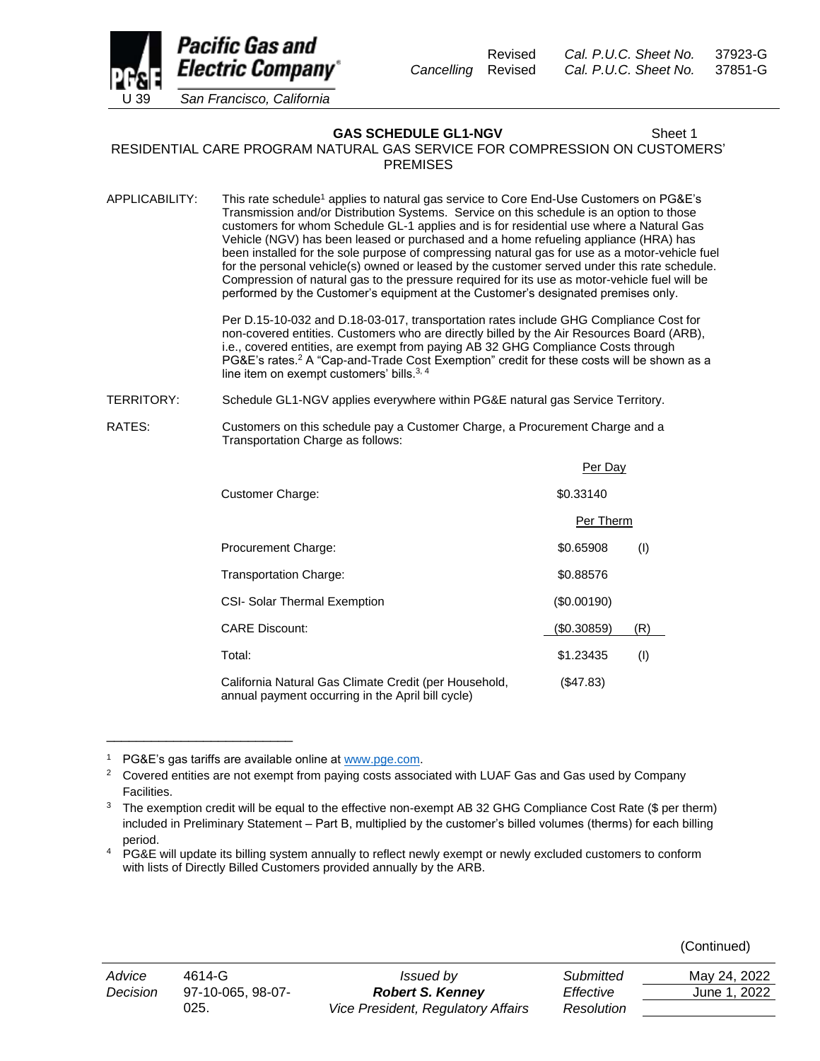Pacific Gas and Electric Company
U 39 San Francisco, California

Revised Cal. P.U.C. Sheet No. 37923-G
Cancelling Revised Cal. P.U.C. Sheet No. 37851-G

## GAS SCHEDULE GL1-NGV

Sheet 1

### RESIDENTIAL CARE PROGRAM NATURAL GAS SERVICE FOR COMPRESSION ON CUSTOMERS' PREMISES

APPLICABILITY: This rate schedule[1] applies to natural gas service to Core End-Use Customers on PG&E's Transmission and/or Distribution Systems. Service on this schedule is an option to those customers for whom Schedule GL-1 applies and is for residential use where a Natural Gas Vehicle (NGV) has been leased or purchased and a home refueling appliance (HRA) has been installed for the sole purpose of compressing natural gas for use as a motor-vehicle fuel for the personal vehicle(s) owned or leased by the customer served under this rate schedule. Compression of natural gas to the pressure required for its use as motor-vehicle fuel will be performed by the Customer's equipment at the Customer's designated premises only.

Per D.15-10-032 and D.18-03-017, transportation rates include GHG Compliance Cost for non-covered entities. Customers who are directly billed by the Air Resources Board (ARB), i.e., covered entities, are exempt from paying AB 32 GHG Compliance Costs through PG&E's rates.[2] A "Cap-and-Trade Cost Exemption" credit for these costs will be shown as a line item on exempt customers' bills.[3, 4]

TERRITORY: Schedule GL1-NGV applies everywhere within PG&E natural gas Service Territory.

RATES: Customers on this schedule pay a Customer Charge, a Procurement Charge and a Transportation Charge as follows:

| | Per Day | |
|---|---|---|
| Customer Charge: | $0.33140 | |
| | Per Therm | |
| Procurement Charge: | $0.65908 | (I) |
| Transportation Charge: | $0.88576 | |
| CSI- Solar Thermal Exemption | ($0.00190) | |
| CARE Discount: | ($0.30859) | (R) |
| Total: | $1.23435 | (I) |
| California Natural Gas Climate Credit (per Household, annual payment occurring in the April bill cycle) | ($47.83) | |

---

[1] PG&E's gas tariffs are available online at www.pge.com.

[2] Covered entities are not exempt from paying costs associated with LUAF Gas and Gas used by Company Facilities.

[3] The exemption credit will be equal to the effective non-exempt AB 32 GHG Compliance Cost Rate ($ per therm) included in Preliminary Statement – Part B, multiplied by the customer's billed volumes (therms) for each billing period.

[4] PG&E will update its billing system annually to reflect newly exempt or newly excluded customers to conform with lists of Directly Billed Customers provided annually by the ARB.

(Continued)

| Advice | 4614-G | Issued by | Submitted | May 24, 2022 |
|---|---|---|---|---|
| Decision | 97-10-065, 98-07-025. | **Robert S. Kenney** | Effective | June 1, 2022 |
| | | Vice President, Regulatory Affairs | Resolution | |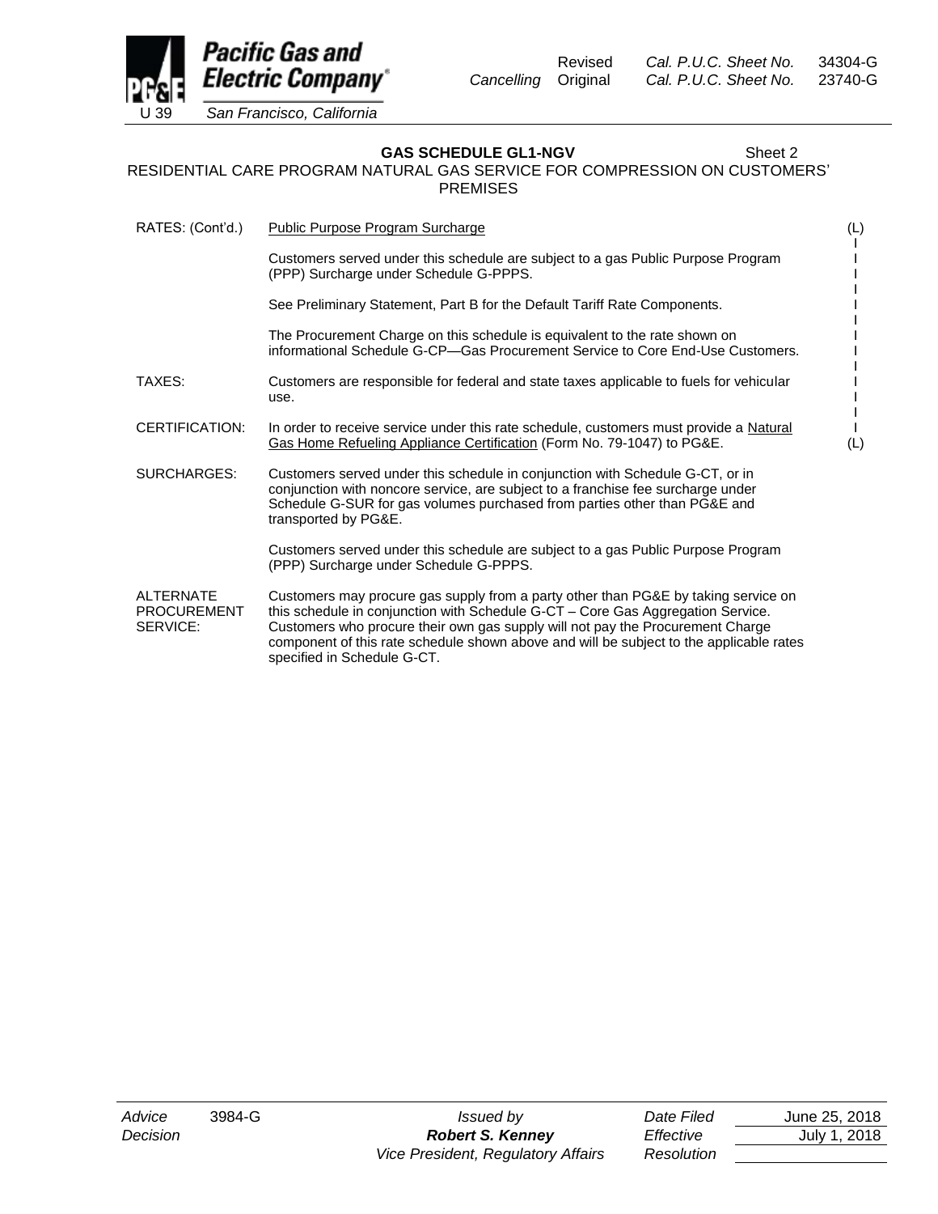## GAS SCHEDULE GL1-NGV

Sheet 2

RESIDENTIAL CARE PROGRAM NATURAL GAS SERVICE FOR COMPRESSION ON CUSTOMERS' PREMISES

RATES: (Cont'd.)

Public Purpose Program Surcharge (L)

Customers served under this schedule are subject to a gas Public Purpose Program (PPP) Surcharge under Schedule G-PPPS.

See Preliminary Statement, Part B for the Default Tariff Rate Components.

The Procurement Charge on this schedule is equivalent to the rate shown on informational Schedule G-CP—Gas Procurement Service to Core End-Use Customers.

TAXES: Customers are responsible for federal and state taxes applicable to fuels for vehicular use.

CERTIFICATION: In order to receive service under this rate schedule, customers must provide a Natural Gas Home Refueling Appliance Certification (Form No. 79-1047) to PG&E. (L)

SURCHARGES: Customers served under this schedule in conjunction with Schedule G-CT, or in conjunction with noncore service, are subject to a franchise fee surcharge under Schedule G-SUR for gas volumes purchased from parties other than PG&E and transported by PG&E.

Customers served under this schedule are subject to a gas Public Purpose Program (PPP) Surcharge under Schedule G-PPPS.

ALTERNATE PROCUREMENT SERVICE: Customers may procure gas supply from a party other than PG&E by taking service on this schedule in conjunction with Schedule G-CT – Core Gas Aggregation Service. Customers who procure their own gas supply will not pay the Procurement Charge component of this rate schedule shown above and will be subject to the applicable rates specified in Schedule G-CT.